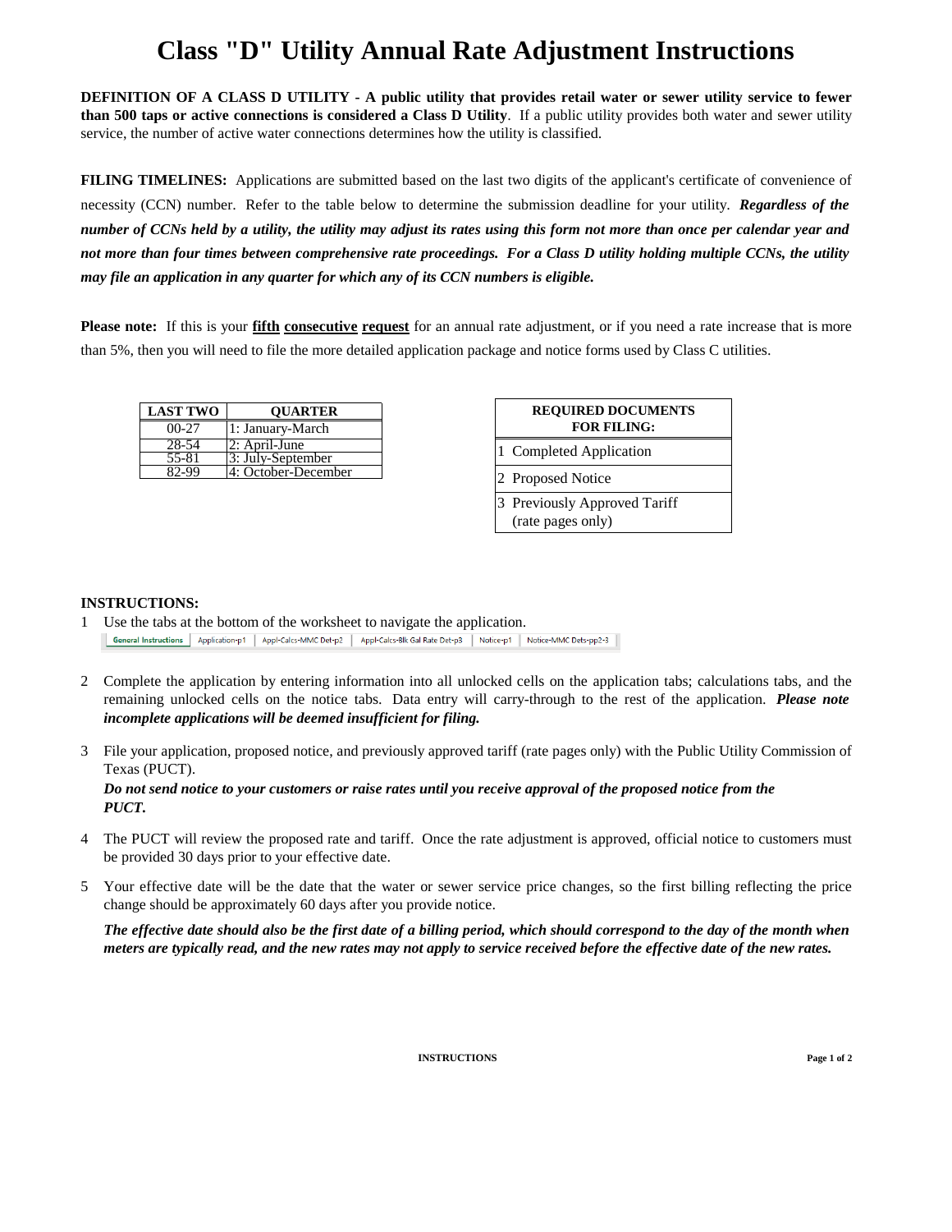# Class "D" Utility Annual Rate Adjustment Instructions

**DEFINITION OF A CLASS D UTILITY - A public utility that provides retail water or sewer utility service to fewer than 500 taps or active connections is considered a Class D Utility**. If a public utility provides both water and sewer utility service, the number of active water connections determines how the utility is classified.

**FILING TIMELINES:** Applications are submitted based on the last two digits of the applicant's certificate of convenience of necessity (CCN) number. Refer to the table below to determine the submission deadline for your utility. ***Regardless of the number of CCNs held by a utility, the utility may adjust its rates using this form not more than once per calendar year and not more than four times between comprehensive rate proceedings. For a Class D utility holding multiple CCNs, the utility may file an application in any quarter for which any of its CCN numbers is eligible.***

**Please note:** If this is your **fifth consecutive request** for an annual rate adjustment, or if you need a rate increase that is more than 5%, then you will need to file the more detailed application package and notice forms used by Class C utilities.

| LAST TWO | QUARTER |
|---|---|
| 00-27 | 1: January-March |
| 28-54 | 2: April-June |
| 55-81 | 3: July-September |
| 82-99 | 4: October-December |

| REQUIRED DOCUMENTS FOR FILING: |
|---|
| 1 Completed Application |
| 2 Proposed Notice |
| 3 Previously Approved Tariff (rate pages only) |

**INSTRUCTIONS:**

1. Use the tabs at the bottom of the worksheet to navigate the application.
   General Instructions | Application-p1 | Appl-Calcs-MMC Det-p2 | Appl-Calcs-Blk Gal Rate Det-p3 | Notice-p1 | Notice-MMC Dets-pp2-3

2. Complete the application by entering information into all unlocked cells on the application tabs; calculations tabs, and the remaining unlocked cells on the notice tabs. Data entry will carry-through to the rest of the application. ***Please note incomplete applications will be deemed insufficient for filing.***

3. File your application, proposed notice, and previously approved tariff (rate pages only) with the Public Utility Commission of Texas (PUCT).
   ***Do not send notice to your customers or raise rates until you receive approval of the proposed notice from the PUCT.***

4. The PUCT will review the proposed rate and tariff. Once the rate adjustment is approved, official notice to customers must be provided 30 days prior to your effective date.

5. Your effective date will be the date that the water or sewer service price changes, so the first billing reflecting the price change should be approximately 60 days after you provide notice.

   ***The effective date should also be the first date of a billing period, which should correspond to the day of the month when meters are typically read, and the new rates may not apply to service received before the effective date of the new rates.***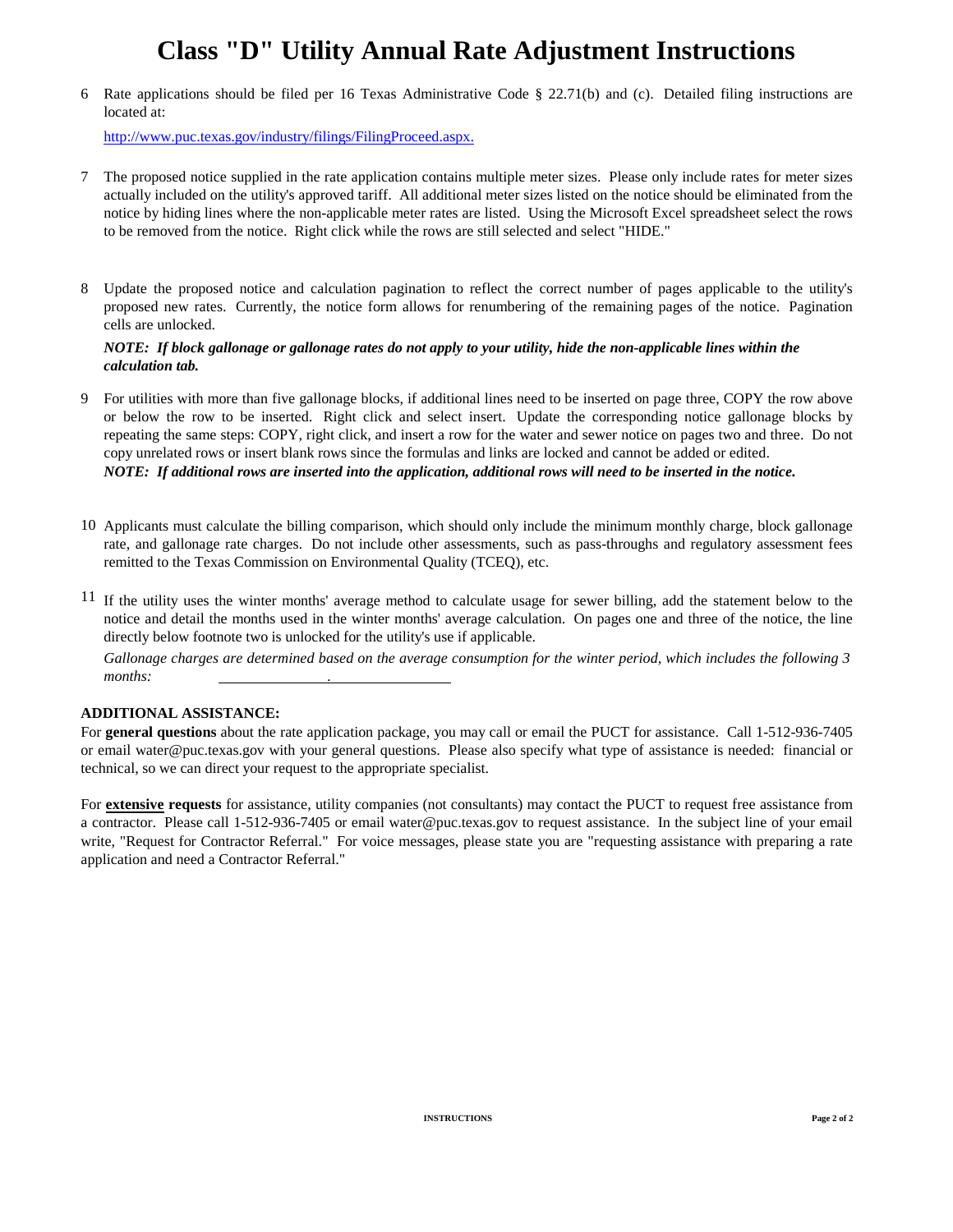# Class "D" Utility Annual Rate Adjustment Instructions

6. Rate applications should be filed per 16 Texas Administrative Code § 22.71(b) and (c). Detailed filing instructions are located at:

   http://www.puc.texas.gov/industry/filings/FilingProceed.aspx.

7. The proposed notice supplied in the rate application contains multiple meter sizes. Please only include rates for meter sizes actually included on the utility's approved tariff. All additional meter sizes listed on the notice should be eliminated from the notice by hiding lines where the non-applicable meter rates are listed. Using the Microsoft Excel spreadsheet select the rows to be removed from the notice. Right click while the rows are still selected and select "HIDE."

8. Update the proposed notice and calculation pagination to reflect the correct number of pages applicable to the utility's proposed new rates. Currently, the notice form allows for renumbering of the remaining pages of the notice. Pagination cells are unlocked.

   ***NOTE: If block gallonage or gallonage rates do not apply to your utility, hide the non-applicable lines within the calculation tab.***

9. For utilities with more than five gallonage blocks, if additional lines need to be inserted on page three, COPY the row above or below the row to be inserted. Right click and select insert. Update the corresponding notice gallonage blocks by repeating the same steps: COPY, right click, and insert a row for the water and sewer notice on pages two and three. Do not copy unrelated rows or insert blank rows since the formulas and links are locked and cannot be added or edited.
   ***NOTE: If additional rows are inserted into the application, additional rows will need to be inserted in the notice.***

10. Applicants must calculate the billing comparison, which should only include the minimum monthly charge, block gallonage rate, and gallonage rate charges. Do not include other assessments, such as pass-throughs and regulatory assessment fees remitted to the Texas Commission on Environmental Quality (TCEQ), etc.

11. If the utility uses the winter months' average method to calculate usage for sewer billing, add the statement below to the notice and detail the months used in the winter months' average calculation. On pages one and three of the notice, the line directly below footnote two is unlocked for the utility's use if applicable.

    *Gallonage charges are determined based on the average consumption for the winter period, which includes the following 3 months:* \_\_\_\_\_\_\_\_\_\_\_\_\_\_\_\_.\_\_\_\_\_\_\_\_\_\_\_\_\_\_\_\_

**ADDITIONAL ASSISTANCE:**

For **general questions** about the rate application package, you may call or email the PUCT for assistance. Call 1-512-936-7405 or email water@puc.texas.gov with your general questions. Please also specify what type of assistance is needed: financial or technical, so we can direct your request to the appropriate specialist.

For **extensive requests** for assistance, utility companies (not consultants) may contact the PUCT to request free assistance from a contractor. Please call 1-512-936-7405 or email water@puc.texas.gov to request assistance. In the subject line of your email write, "Request for Contractor Referral." For voice messages, please state you are "requesting assistance with preparing a rate application and need a Contractor Referral."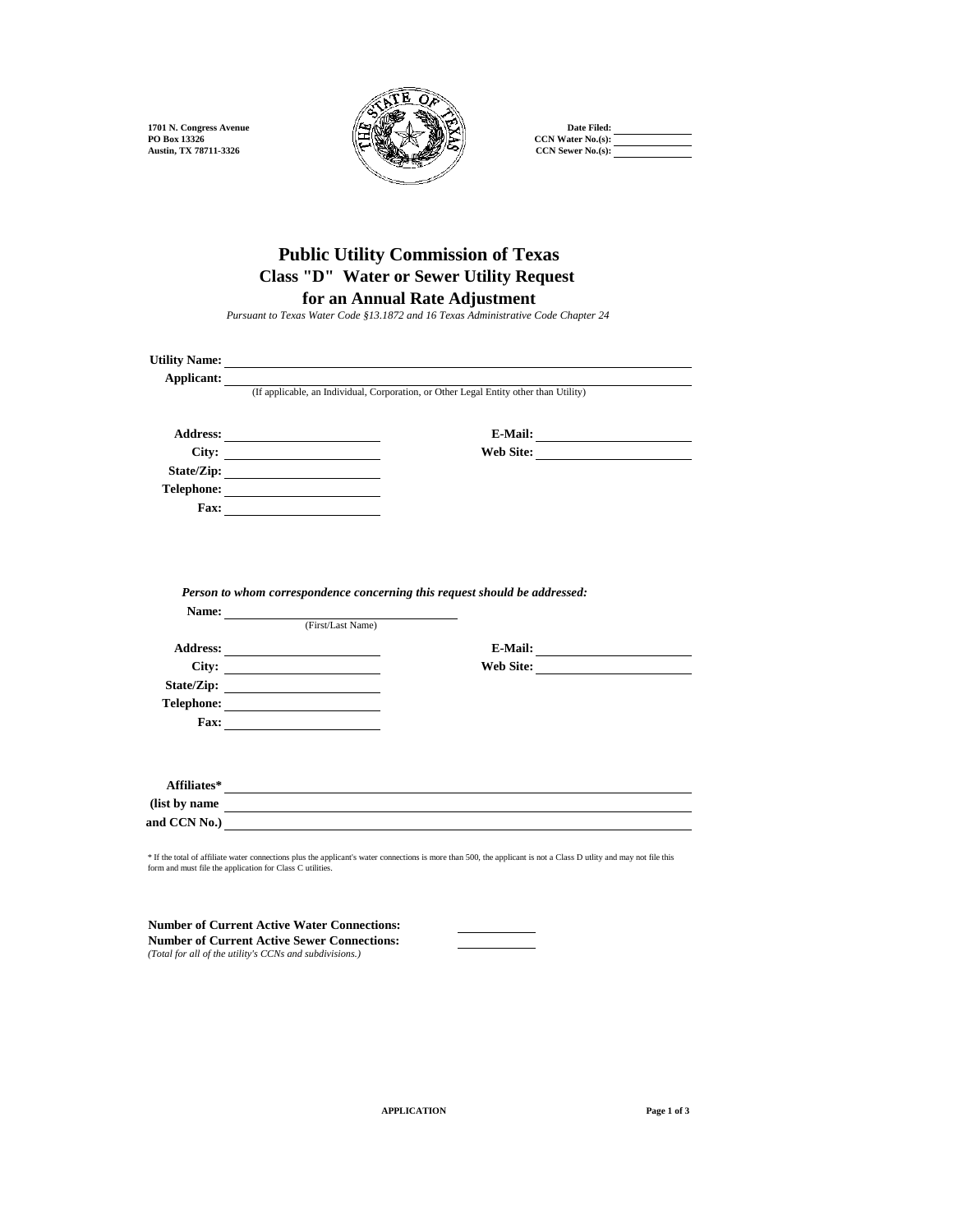1701 N. Congress Avenue
PO Box 13326
Austin, TX 78711-3326

Date Filed: ______________
CCN Water No.(s): ______________
CCN Sewer No.(s): ______________

# Public Utility Commission of Texas
## Class "D" Water or Sewer Utility Request for an Annual Rate Adjustment

*Pursuant to Texas Water Code §13.1872 and 16 Texas Administrative Code Chapter 24*

**Utility Name:** ______________________________

**Applicant:** ______________________________
(If applicable, an Individual, Corporation, or Other Legal Entity other than Utility)

**Address:** ______________ **E-Mail:** ______________
**City:** ______________ **Web Site:** ______________
**State/Zip:** ______________
**Telephone:** ______________
**Fax:** ______________

***Person to whom correspondence concerning this request should be addressed:***

**Name:** ______________________________
(First/Last Name)

**Address:** ______________ **E-Mail:** ______________
**City:** ______________ **Web Site:** ______________
**State/Zip:** ______________
**Telephone:** ______________
**Fax:** ______________

**Affiliates*** ______________________________
**(list by name** ______________________________
**and CCN No.)** ______________________________

* If the total of affiliate water connections plus the applicant's water connections is more than 500, the applicant is not a Class D utlity and may not file this form and must file the application for Class C utilities.

**Number of Current Active Water Connections:** ______________
**Number of Current Active Sewer Connections:** ______________
*(Total for all of the utility's CCNs and subdivisions.)*

APPLICATION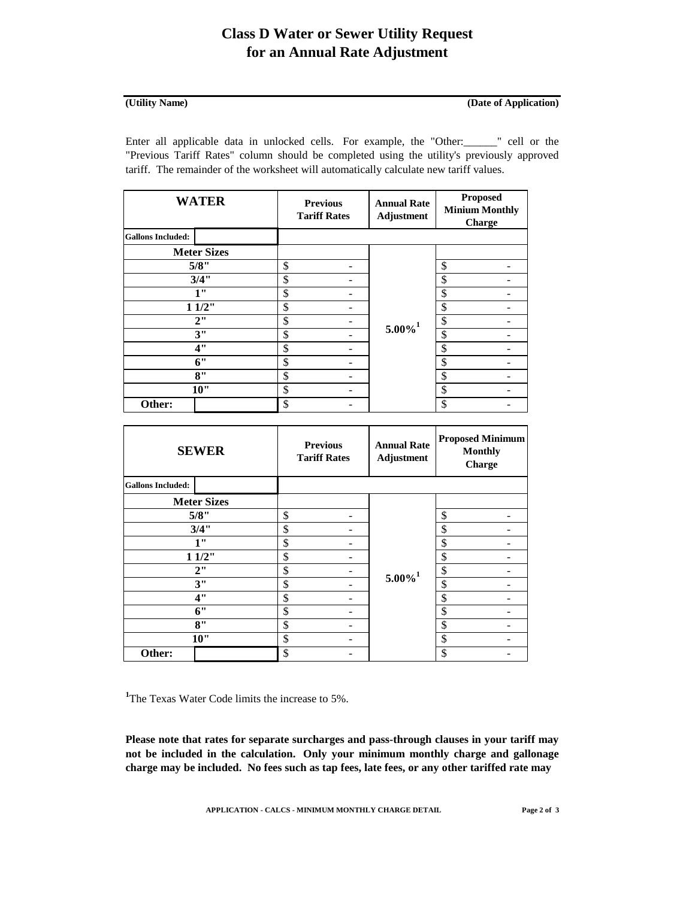# Class D Water or Sewer Utility Request for an Annual Rate Adjustment

**(Utility Name)** **(Date of Application)**

Enter all applicable data in unlocked cells. For example, the "Other:______" cell or the "Previous Tariff Rates" column should be completed using the utility's previously approved tariff. The remainder of the worksheet will automatically calculate new tariff values.

| WATER | | Previous Tariff Rates | Annual Rate Adjustment | Proposed Minium Monthly Charge |
|---|---|---|---|---|
| Gallons Included: | | | | |
| Meter Sizes | | | | |
| 5/8" | | $ - | 5.00%[1] | $ - |
| 3/4" | | $ - | | $ - |
| 1" | | $ - | | $ - |
| 1 1/2" | | $ - | | $ - |
| 2" | | $ - | | $ - |
| 3" | | $ - | | $ - |
| 4" | | $ - | | $ - |
| 6" | | $ - | | $ - |
| 8" | | $ - | | $ - |
| 10" | | $ - | | $ - |
| Other: | | $ - | | $ - |

| SEWER | | Previous Tariff Rates | Annual Rate Adjustment | Proposed Minimum Monthly Charge |
|---|---|---|---|---|
| Gallons Included: | | | | |
| Meter Sizes | | | | |
| 5/8" | | $ - | 5.00%[1] | $ - |
| 3/4" | | $ - | | $ - |
| 1" | | $ - | | $ - |
| 1 1/2" | | $ - | | $ - |
| 2" | | $ - | | $ - |
| 3" | | $ - | | $ - |
| 4" | | $ - | | $ - |
| 6" | | $ - | | $ - |
| 8" | | $ - | | $ - |
| 10" | | $ - | | $ - |
| Other: | | $ - | | $ - |

[1]The Texas Water Code limits the increase to 5%.

**Please note that rates for separate surcharges and pass-through clauses in your tariff may not be included in the calculation. Only your minimum monthly charge and gallonage charge may be included. No fees such as tap fees, late fees, or any other tariffed rate may**

**APPLICATION - CALCS - MINIMUM MONTHLY CHARGE DETAIL**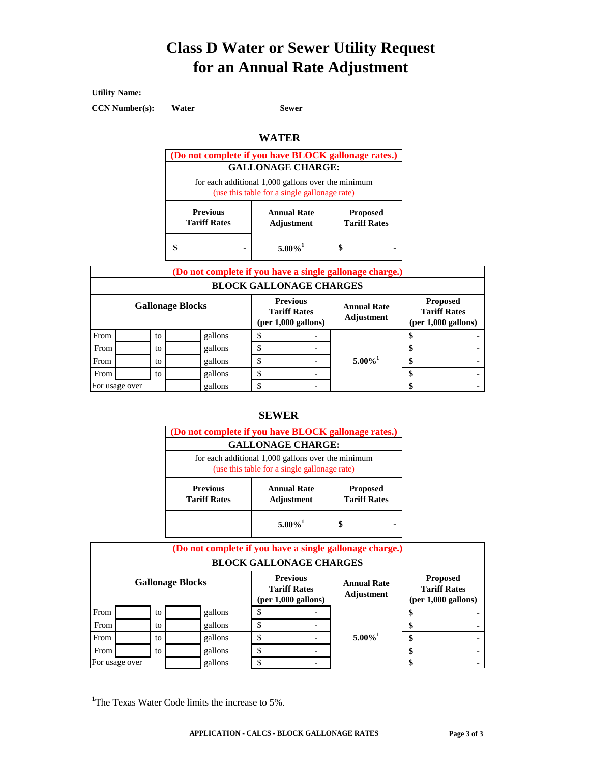# Class D Water or Sewer Utility Request for an Annual Rate Adjustment

**Utility Name:** ____________________

**CCN Number(s):** **Water** __________ **Sewer** __________

## WATER

| (Do not complete if you have BLOCK gallonage rates.) | | |
|---|---|---|
| **GALLONAGE CHARGE:** | | |
| for each additional 1,000 gallons over the minimum (use this table for a single gallonage rate) | | |
| **Previous Tariff Rates** | **Annual Rate Adjustment** | **Proposed Tariff Rates** |
| $ - | 5.00%[1] | $ - |

| (Do not complete if you have a single gallonage charge.) | | | | | | | |
|---|---|---|---|---|---|---|---|
| **BLOCK GALLONAGE CHARGES** | | | | | | | |
| **Gallonage Blocks** | | | | | **Previous Tariff Rates (per 1,000 gallons)** | **Annual Rate Adjustment** | **Proposed Tariff Rates (per 1,000 gallons)** |
| From | | to | | gallons | $ - | 5.00%[1] | $ - |
| From | | to | | gallons | $ - | | $ - |
| From | | to | | gallons | $ - | | $ - |
| From | | to | | gallons | $ - | | $ - |
| For usage over | | | | gallons | $ - | | $ - |

## SEWER

| (Do not complete if you have BLOCK gallonage rates.) | | |
|---|---|---|
| **GALLONAGE CHARGE:** | | |
| for each additional 1,000 gallons over the minimum (use this table for a single gallonage rate) | | |
| **Previous Tariff Rates** | **Annual Rate Adjustment** | **Proposed Tariff Rates** |
| | 5.00%[1] | $ - |

| (Do not complete if you have a single gallonage charge.) | | | | | | | |
|---|---|---|---|---|---|---|---|
| **BLOCK GALLONAGE CHARGES** | | | | | | | |
| **Gallonage Blocks** | | | | | **Previous Tariff Rates (per 1,000 gallons)** | **Annual Rate Adjustment** | **Proposed Tariff Rates (per 1,000 gallons)** |
| From | | to | | gallons | $ - | 5.00%[1] | $ - |
| From | | to | | gallons | $ - | | $ - |
| From | | to | | gallons | $ - | | $ - |
| From | | to | | gallons | $ - | | $ - |
| For usage over | | | | gallons | $ - | | $ - |

[1]The Texas Water Code limits the increase to 5%.

APPLICATION - CALCS - BLOCK GALLONAGE RATES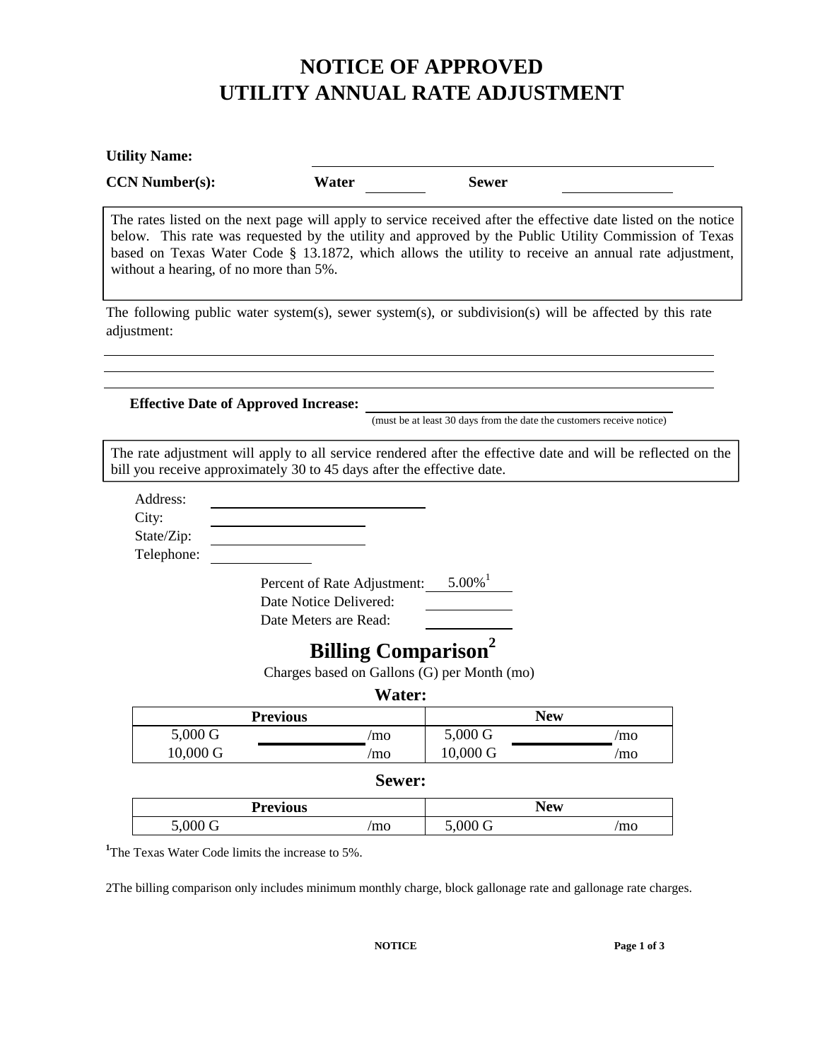# NOTICE OF APPROVED UTILITY ANNUAL RATE ADJUSTMENT

**Utility Name:** \_\_\_\_\_\_\_\_\_\_\_\_\_\_\_\_\_\_\_\_\_\_\_\_\_\_\_\_\_\_

**CCN Number(s):** **Water** \_\_\_\_\_\_\_\_ **Sewer** \_\_\_\_\_\_\_\_

> The rates listed on the next page will apply to service received after the effective date listed on the notice below. This rate was requested by the utility and approved by the Public Utility Commission of Texas based on Texas Water Code § 13.1872, which allows the utility to receive an annual rate adjustment, without a hearing, of no more than 5%.

The following public water system(s), sewer system(s), or subdivision(s) will be affected by this rate adjustment:

\_\_\_\_\_\_\_\_\_\_\_\_\_\_\_\_\_\_\_\_\_\_\_\_\_\_\_\_\_\_\_\_\_\_\_\_\_\_\_\_\_\_\_\_\_\_\_\_\_\_\_\_\_\_\_\_\_\_\_\_

\_\_\_\_\_\_\_\_\_\_\_\_\_\_\_\_\_\_\_\_\_\_\_\_\_\_\_\_\_\_\_\_\_\_\_\_\_\_\_\_\_\_\_\_\_\_\_\_\_\_\_\_\_\_\_\_\_\_\_\_

\_\_\_\_\_\_\_\_\_\_\_\_\_\_\_\_\_\_\_\_\_\_\_\_\_\_\_\_\_\_\_\_\_\_\_\_\_\_\_\_\_\_\_\_\_\_\_\_\_\_\_\_\_\_\_\_\_\_\_\_

**Effective Date of Approved Increase:** \_\_\_\_\_\_\_\_\_\_\_\_\_\_\_\_\_\_\_\_\_\_\_\_\_\_\_\_
(must be at least 30 days from the date the customers receive notice)

> The rate adjustment will apply to all service rendered after the effective date and will be reflected on the bill you receive approximately 30 to 45 days after the effective date.

Address: \_\_\_\_\_\_\_\_\_\_\_\_\_\_\_\_\_\_\_\_
City: \_\_\_\_\_\_\_\_\_\_\_\_\_\_\_\_\_\_\_\_
State/Zip: \_\_\_\_\_\_\_\_\_\_\_\_\_\_\_\_\_\_\_\_
Telephone: \_\_\_\_\_\_\_\_\_\_\_\_\_\_\_\_\_\_\_\_

Percent of Rate Adjustment: 5.00%[1]
Date Notice Delivered: \_\_\_\_\_\_\_\_\_\_
Date Meters are Read: \_\_\_\_\_\_\_\_\_\_

## Billing Comparison[2]

Charges based on Gallons (G) per Month (mo)

### Water:

| Previous | | | New | | |
|---|---|---|---|---|---|
| 5,000 G | | /mo | 5,000 G | | /mo |
| 10,000 G | | /mo | 10,000 G | | /mo |

### Sewer:

| Previous | | | New | | |
|---|---|---|---|---|---|
| 5,000 G | | /mo | 5,000 G | | /mo |

[1]The Texas Water Code limits the increase to 5%.

2The billing comparison only includes minimum monthly charge, block gallonage rate and gallonage rate charges.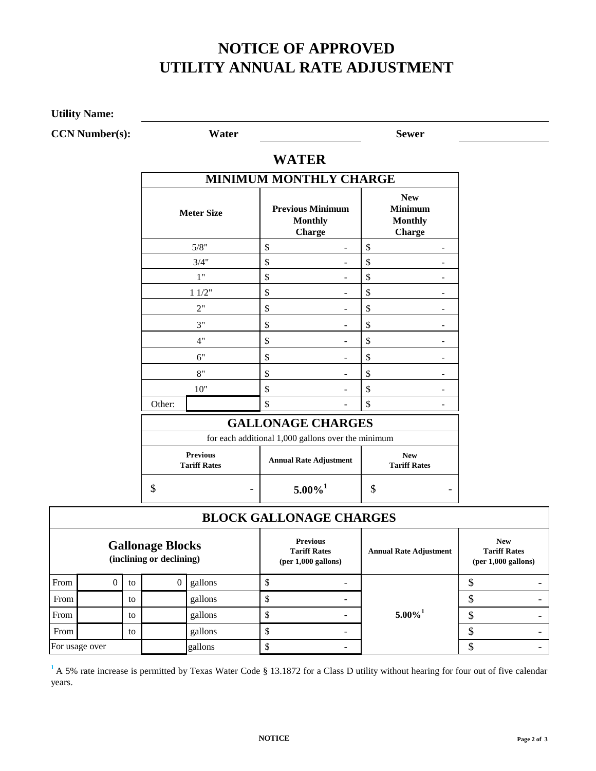# NOTICE OF APPROVED UTILITY ANNUAL RATE ADJUSTMENT

**Utility Name:** ____________________

**CCN Number(s):** **Water** ____________ **Sewer** ____________

## WATER

| MINIMUM MONTHLY CHARGE | | |
|---|---|---|
| **Meter Size** | **Previous Minimum Monthly Charge** | **New Minimum Monthly Charge** |
| 5/8" | $ - | $ - |
| 3/4" | $ - | $ - |
| 1" | $ - | $ - |
| 1 1/2" | $ - | $ - |
| 2" | $ - | $ - |
| 3" | $ - | $ - |
| 4" | $ - | $ - |
| 6" | $ - | $ - |
| 8" | $ - | $ - |
| 10" | $ - | $ - |
| Other: | $ - | $ - |

| GALLONAGE CHARGES | | |
|---|---|---|
| for each additional 1,000 gallons over the minimum | | |
| **Previous Tariff Rates** | **Annual Rate Adjustment** | **New Tariff Rates** |
| $ - | **5.00%[1]** | $ - |

| BLOCK GALLONAGE CHARGES | | | | | | | |
|---|---|---|---|---|---|---|---|
| **Gallonage Blocks (inclining or declining)** | | | | | **Previous Tariff Rates (per 1,000 gallons)** | **Annual Rate Adjustment** | **New Tariff Rates (per 1,000 gallons)** |
| From | 0 | to | 0 | gallons | $ - | **5.00%[1]** | $ - |
| From | | to | | gallons | $ - | | $ - |
| From | | to | | gallons | $ - | | $ - |
| From | | to | | gallons | $ - | | $ - |
| For usage over | | | | gallons | $ - | | $ - |

[1] A 5% rate increase is permitted by Texas Water Code § 13.1872 for a Class D utility without hearing for four out of five calendar years.

**NOTICE**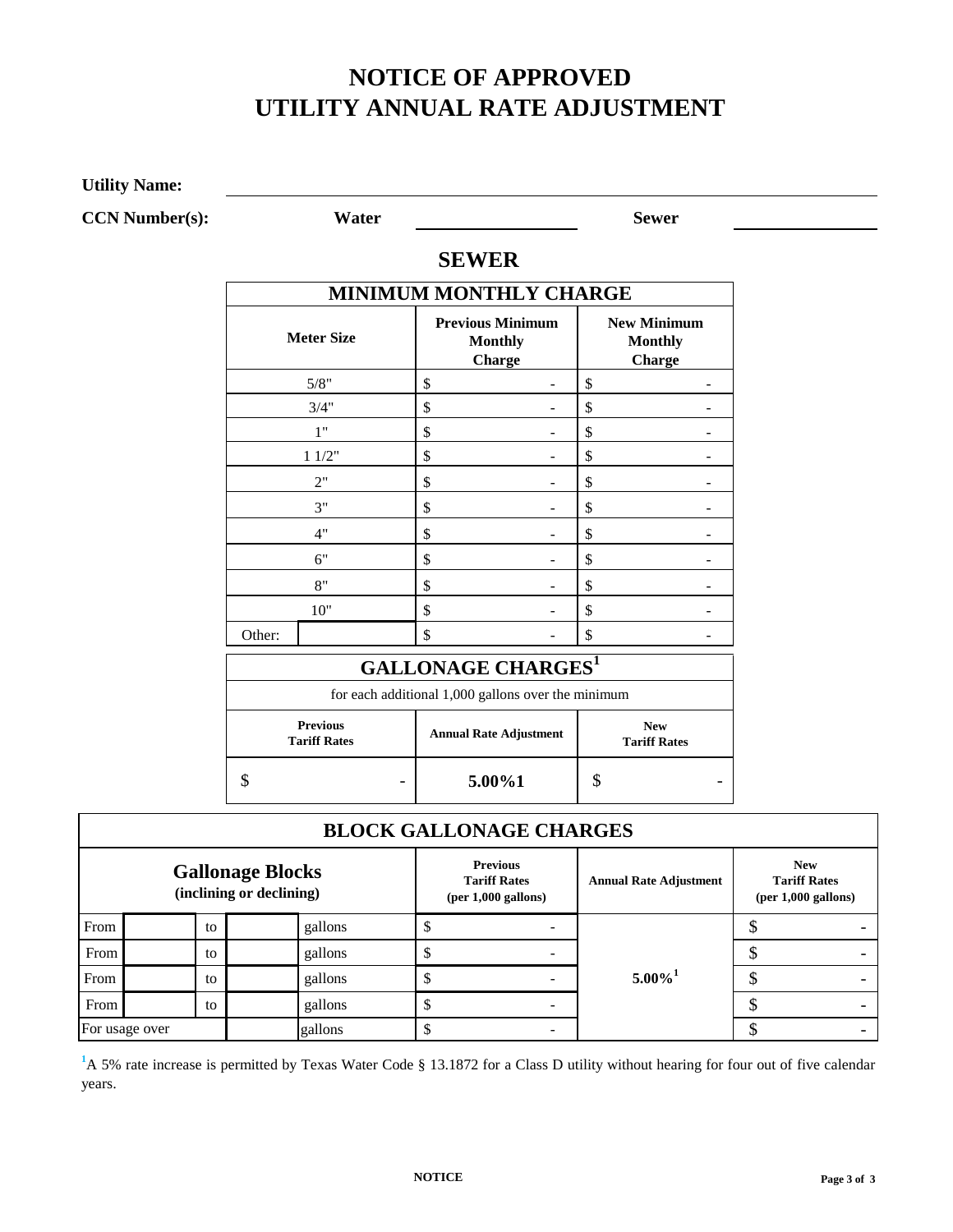# NOTICE OF APPROVED UTILITY ANNUAL RATE ADJUSTMENT

**Utility Name:** ______________________________

**CCN Number(s):** **Water** ______________ **Sewer** ______________

## SEWER

| MINIMUM MONTHLY CHARGE | | |
|---|---|---|
| **Meter Size** | **Previous Minimum Monthly Charge** | **New Minimum Monthly Charge** |
| 5/8" | $ - | $ - |
| 3/4" | $ - | $ - |
| 1" | $ - | $ - |
| 1 1/2" | $ - | $ - |
| 2" | $ - | $ - |
| 3" | $ - | $ - |
| 4" | $ - | $ - |
| 6" | $ - | $ - |
| 8" | $ - | $ - |
| 10" | $ - | $ - |
| Other: | $ - | $ - |

| GALLONAGE CHARGES[1] | | |
|---|---|---|
| for each additional 1,000 gallons over the minimum | | |
| **Previous Tariff Rates** | **Annual Rate Adjustment** | **New Tariff Rates** |
| $ - | **5.00%1** | $ - |

| BLOCK GALLONAGE CHARGES | | | | | | | |
|---|---|---|---|---|---|---|---|
| **Gallonage Blocks (inclining or declining)** | | | | | **Previous Tariff Rates (per 1,000 gallons)** | **Annual Rate Adjustment** | **New Tariff Rates (per 1,000 gallons)** |
| From | | to | | gallons | $ - | | $ - |
| From | | to | | gallons | $ - | | $ - |
| From | | to | | gallons | $ - | **5.00%[1]** | $ - |
| From | | to | | gallons | $ - | | $ - |
| For usage over | | | | gallons | $ - | | $ - |

[1] A 5% rate increase is permitted by Texas Water Code § 13.1872 for a Class D utility without hearing for four out of five calendar years.

**NOTICE**